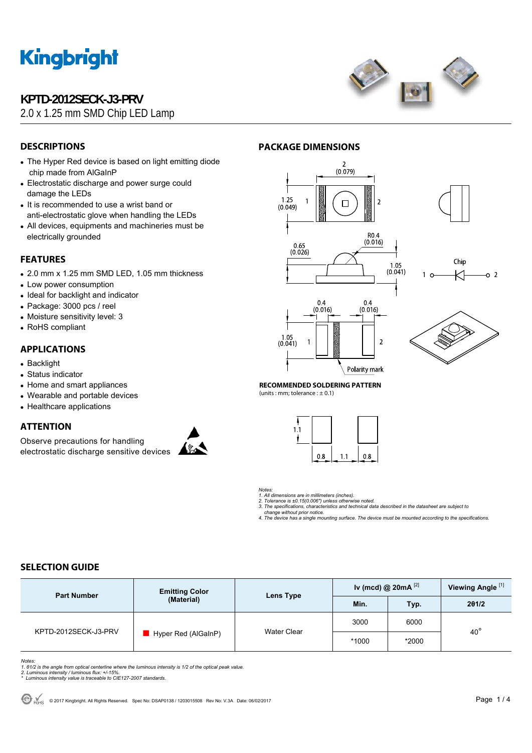Kingbright

# KPTD-2012SECK-J3-PRV

2.0 x 1.25 mm SMD Chip LED Lamp

## DESCRIPTIONS

- The Hyper Red device is based on light emitting diode chip made from AlGaInP
- Electrostatic discharge and power surge could damage the LEDs
- It is recommended to use a wrist band or anti-electrostatic glove when handling the LEDs
- All devices, equipments and machineries must be electrically grounded

## FEATURES

- 2.0 mm x 1.25 mm SMD LED, 1.05 mm thickness
- Low power consumption
- Ideal for backlight and indicator
- Package: 3000 pcs / reel
- Moisture sensitivity level: 3
- RoHS compliant

## APPLICATIONS

- Backlight
- Status indicator
- Home and smart appliances
- Wearable and portable devices
- Healthcare applications

## ATTENTION

Observe precautions for handling electrostatic discharge sensitive devices

## PACKAGE DIMENSIONS

2 (0.079)
1.25 (0.049) 1 2
R0.4 (0.016)
0.65 (0.026)
1.05 (0.041)
Chip
1 2
0.4 (0.016) 0.4 (0.016)
1.05 (0.041) 1 2
Polarity mark

**RECOMMENDED SOLDERING PATTERN**
(units : mm; tolerance : ± 0.1)

1.1
0.8 1.1 0.8

*Notes:*
*1. All dimensions are in millimeters (inches).*
*2. Tolerance is ±0.15(0.006") unless otherwise noted.*
*3. The specifications, characteristics and technical data described in the datasheet are subject to change without prior notice.*
*4. The device has a single mounting surface. The device must be mounted according to the specifications.*

## SELECTION GUIDE

| Part Number | Emitting Color (Material) | Lens Type | Iv (mcd) @ 20mA [2] | | Viewing Angle [1] |
|---|---|---|---|---|---|
| | | | Min. | Typ. | $2\theta_{1/2}$ |
| KPTD-2012SECK-J3-PRV | Hyper Red (AlGaInP) | Water Clear | 3000 | 6000 | 40° |
| | | | *1000 | *2000 | |

*Notes:*
*1. $\theta_{1/2}$ is the angle from optical centerline where the luminous intensity is 1/2 of the optical peak value.*
*2. Luminous intensity / luminous flux: +/-15%.*
*\* Luminous intensity value is traceable to CIE127-2007 standards.*

© 2017 Kingbright. All Rights Reserved. Spec No: DSAP0138 / 1203015508 Rev No: V.3A Date: 06/02/2017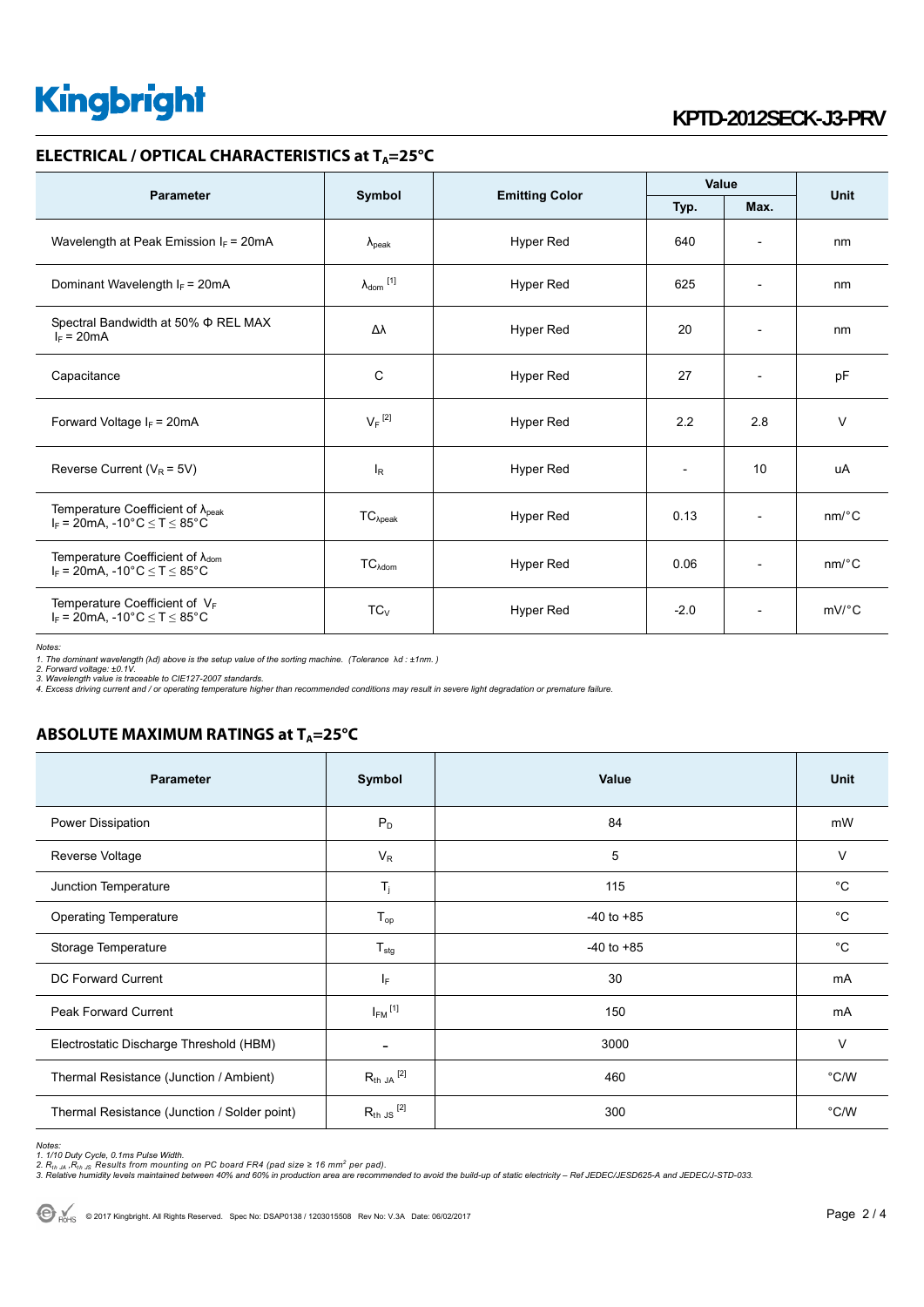## ELECTRICAL / OPTICAL CHARACTERISTICS at $T_A$=25°C

| Parameter | Symbol | Emitting Color | Value | | Unit |
|---|---|---|---|---|---|
| | | | Typ. | Max. | |
| Wavelength at Peak Emission $I_F$ = 20mA | $\lambda_{peak}$ | Hyper Red | 640 | - | nm |
| Dominant Wavelength $I_F$ = 20mA | $\lambda_{dom}$ [1] | Hyper Red | 625 | - | nm |
| Spectral Bandwidth at 50% Φ REL MAX $I_F$ = 20mA | Δλ | Hyper Red | 20 | - | nm |
| Capacitance | C | Hyper Red | 27 | - | pF |
| Forward Voltage $I_F$ = 20mA | $V_F$ [2] | Hyper Red | 2.2 | 2.8 | V |
| Reverse Current ($V_R$ = 5V) | $I_R$ | Hyper Red | - | 10 | uA |
| Temperature Coefficient of $\lambda_{peak}$ $I_F$ = 20mA, -10°C ≤ T ≤ 85°C | $TC_{\lambda peak}$ | Hyper Red | 0.13 | - | nm/°C |
| Temperature Coefficient of $\lambda_{dom}$ $I_F$ = 20mA, -10°C ≤ T ≤ 85°C | $TC_{\lambda dom}$ | Hyper Red | 0.06 | - | nm/°C |
| Temperature Coefficient of $V_F$ $I_F$ = 20mA, -10°C ≤ T ≤ 85°C | $TC_V$ | Hyper Red | -2.0 | - | mV/°C |

*Notes:*
*1. The dominant wavelength (λd) above is the setup value of the sorting machine. (Tolerance λd : ±1nm. )*
*2. Forward voltage: ±0.1V.*
*3. Wavelength value is traceable to CIE127-2007 standards.*
*4. Excess driving current and / or operating temperature higher than recommended conditions may result in severe light degradation or premature failure.*

## ABSOLUTE MAXIMUM RATINGS at $T_A$=25°C

| Parameter | Symbol | Value | Unit |
|---|---|---|---|
| Power Dissipation | $P_D$ | 84 | mW |
| Reverse Voltage | $V_R$ | 5 | V |
| Junction Temperature | $T_j$ | 115 | °C |
| Operating Temperature | $T_{op}$ | -40 to +85 | °C |
| Storage Temperature | $T_{stg}$ | -40 to +85 | °C |
| DC Forward Current | $I_F$ | 30 | mA |
| Peak Forward Current | $I_{FM}$ [1] | 150 | mA |
| Electrostatic Discharge Threshold (HBM) | - | 3000 | V |
| Thermal Resistance (Junction / Ambient) | $R_{th\ JA}$ [2] | 460 | °C/W |
| Thermal Resistance (Junction / Solder point) | $R_{th\ JS}$ [2] | 300 | °C/W |

*Notes:*
*1. 1/10 Duty Cycle, 0.1ms Pulse Width.*
*2. $R_{th\ JA}$ ,$R_{th\ JS}$ Results from mounting on PC board FR4 (pad size ≥ 16 mm² per pad).*
*3. Relative humidity levels maintained between 40% and 60% in production area are recommended to avoid the build-up of static electricity – Ref JEDEC/JESD625-A and JEDEC/J-STD-033.*

© 2017 Kingbright. All Rights Reserved. Spec No: DSAP0138 / 1203015508 Rev No: V.3A Date: 06/02/2017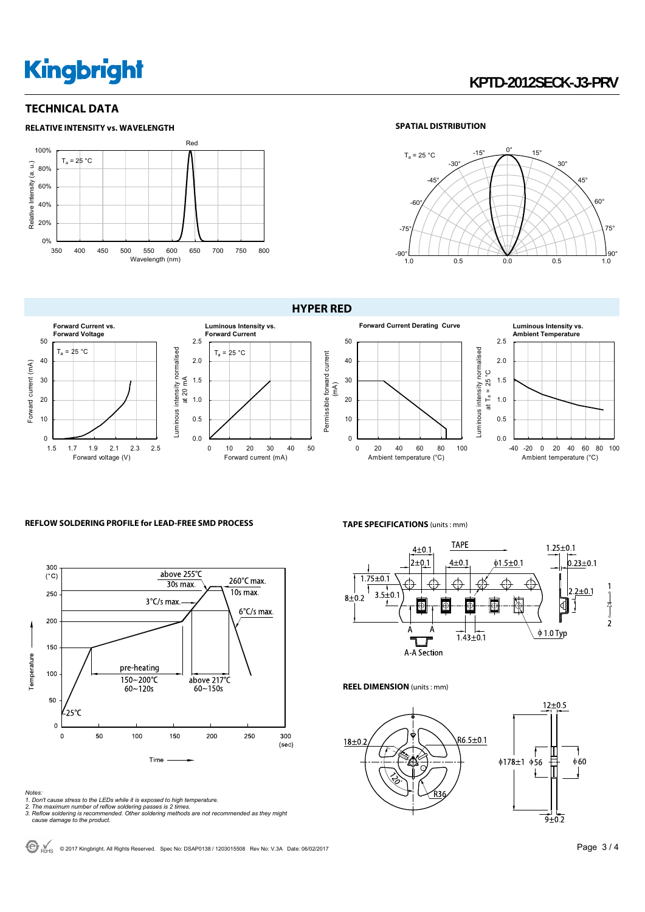## TECHNICAL DATA

### RELATIVE INTENSITY vs. WAVELENGTH

$T_a$ = 25 °C

Red

Relative Intensity (a. u.)

Wavelength (nm)

### SPATIAL DISTRIBUTION

$T_a$ = 25 °C

## HYPER RED

**Forward Current vs. Forward Voltage**

$T_a$ = 25 °C

Forward current (mA)

Forward voltage (V)

**Luminous Intensity vs. Forward Current**

$T_a$ = 25 °C

Luminous intensity normalised at 20 mA

Forward current (mA)

**Forward Current Derating Curve**

Permissible forward current (mA)

Ambient temperature (°C)

**Luminous Intensity vs. Ambient Temperature**

Luminous intensity normalised at $T_a$ = 25 °C

Ambient temperature (°C)

### REFLOW SOLDERING PROFILE for LEAD-FREE SMD PROCESS

Temperature (°C)

Time (sec)

- above 255°C: 30s max.
- 260°C max.: 10s max.
- 3°C/s max.
- 6°C/s max.
- pre-heating: 150~200°C, 60~120s
- above 217°C: 60~150s
- 25°C

*Notes:*
*1. Don't cause stress to the LEDs while it is exposed to high temperature.*
*2. The maximum number of reflow soldering passes is 2 times.*
*3. Reflow soldering is recommended. Other soldering methods are not recommended as they might cause damage to the product.*

### TAPE SPECIFICATIONS (units : mm)

TAPE

4±0.1, 2±0.1, 4±0.1, ϕ1.5±0.1, 1.25±0.1, 0.23±0.1, 1.75±0.1, 3.5±0.1, 8±0.2, 2.2±0.1, 1.43±0.1, ϕ1.0 Typ

A-A Section

### REEL DIMENSION (units : mm)

18±0.2, R6.5±0.1, 120°, R36, 12±0.5, ϕ178±1, ϕ56, ϕ60, 9±0.2

© 2017 Kingbright. All Rights Reserved. Spec No: DSAP0138 / 1203015508 Rev No: V.3A Date: 06/02/2017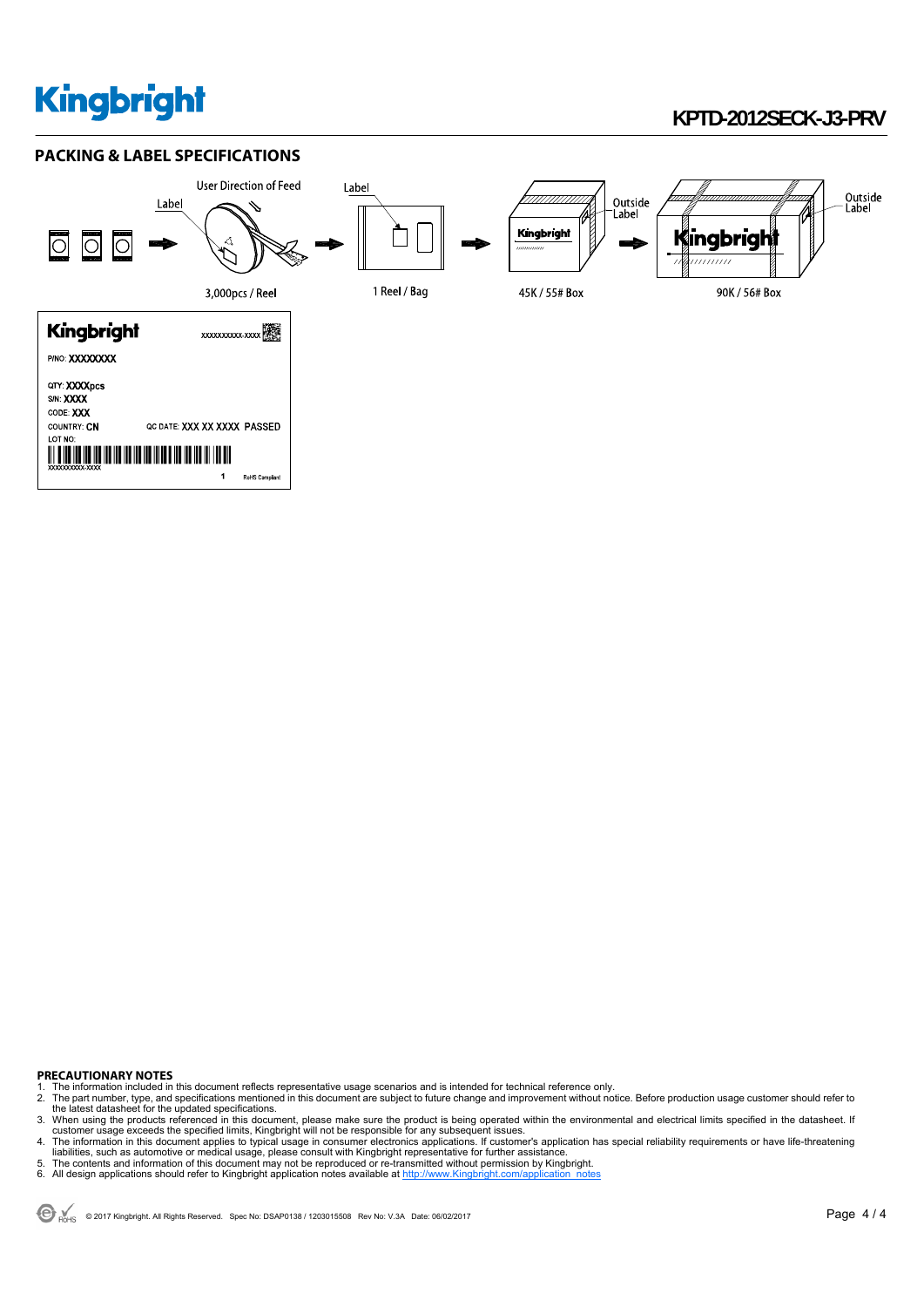## PACKING & LABEL SPECIFICATIONS

Label

User Direction of Feed

3,000pcs / Reel

Label

1 Reel / Bag

Outside Label

45K / 55# Box

Outside Label

90K / 56# Box

Kingbright

XXXXXXXXXX-XXXX

P/NO: XXXXXXXX

QTY: XXXXpcs

S/N: XXXX

CODE: XXX

COUNTRY: CN

QC DATE: XXX XX XXXX PASSED

LOT NO:

XXXXXXXXXX-XXXX

1

RoHS Compliant

### PRECAUTIONARY NOTES

1. The information included in this document reflects representative usage scenarios and is intended for technical reference only.
2. The part number, type, and specifications mentioned in this document are subject to future change and improvement without notice. Before production usage customer should refer to the latest datasheet for the updated specifications.
3. When using the products referenced in this document, please make sure the product is being operated within the environmental and electrical limits specified in the datasheet. If customer usage exceeds the specified limits, Kingbright will not be responsible for any subsequent issues.
4. The information in this document applies to typical usage in consumer electronics applications. If customer's application has special reliability requirements or have life-threatening liabilities, such as automotive or medical usage, please consult with Kingbright representative for further assistance.
5. The contents and information of this document may not be reproduced or re-transmitted without permission by Kingbright.
6. All design applications should refer to Kingbright application notes available at http://www.Kingbright.com/application_notes

© 2017 Kingbright. All Rights Reserved. Spec No: DSAP0138 / 1203015508 Rev No: V.3A Date: 06/02/2017